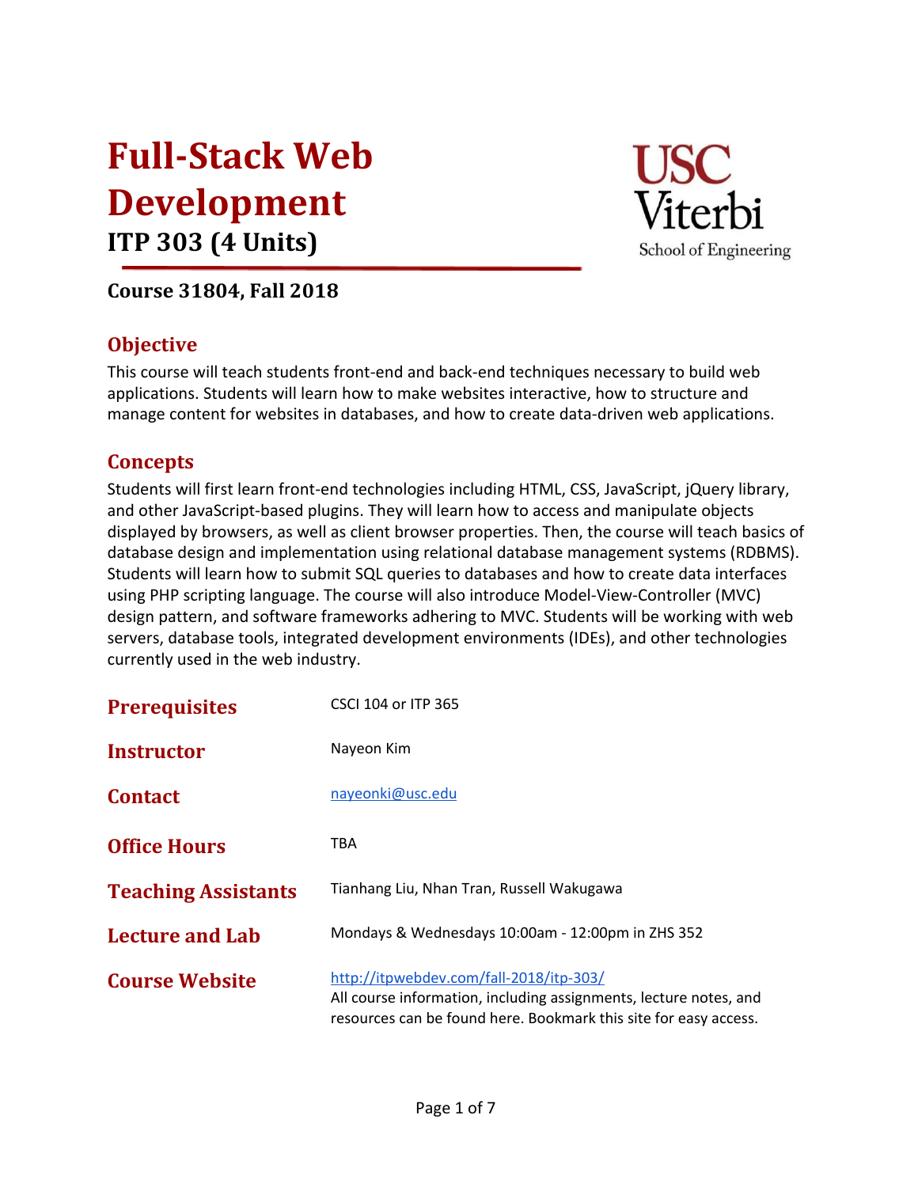# Full-Stack Web Development

## ITP 303 (4 Units)

USC Viterbi School of Engineering

### Course 31804, Fall 2018

## Objective

This course will teach students front-end and back-end techniques necessary to build web applications. Students will learn how to make websites interactive, how to structure and manage content for websites in databases, and how to create data-driven web applications.

## Concepts

Students will first learn front-end technologies including HTML, CSS, JavaScript, jQuery library, and other JavaScript-based plugins. They will learn how to access and manipulate objects displayed by browsers, as well as client browser properties. Then, the course will teach basics of database design and implementation using relational database management systems (RDBMS). Students will learn how to submit SQL queries to databases and how to create data interfaces using PHP scripting language. The course will also introduce Model-View-Controller (MVC) design pattern, and software frameworks adhering to MVC. Students will be working with web servers, database tools, integrated development environments (IDEs), and other technologies currently used in the web industry.

| | |
|---|---|
| **Prerequisites** | CSCI 104 or ITP 365 |
| **Instructor** | Nayeon Kim |
| **Contact** | nayeonki@usc.edu |
| **Office Hours** | TBA |
| **Teaching Assistants** | Tianhang Liu, Nhan Tran, Russell Wakugawa |
| **Lecture and Lab** | Mondays & Wednesdays 10:00am - 12:00pm in ZHS 352 |
| **Course Website** | http://itpwebdev.com/fall-2018/itp-303/ All course information, including assignments, lecture notes, and resources can be found here. Bookmark this site for easy access. |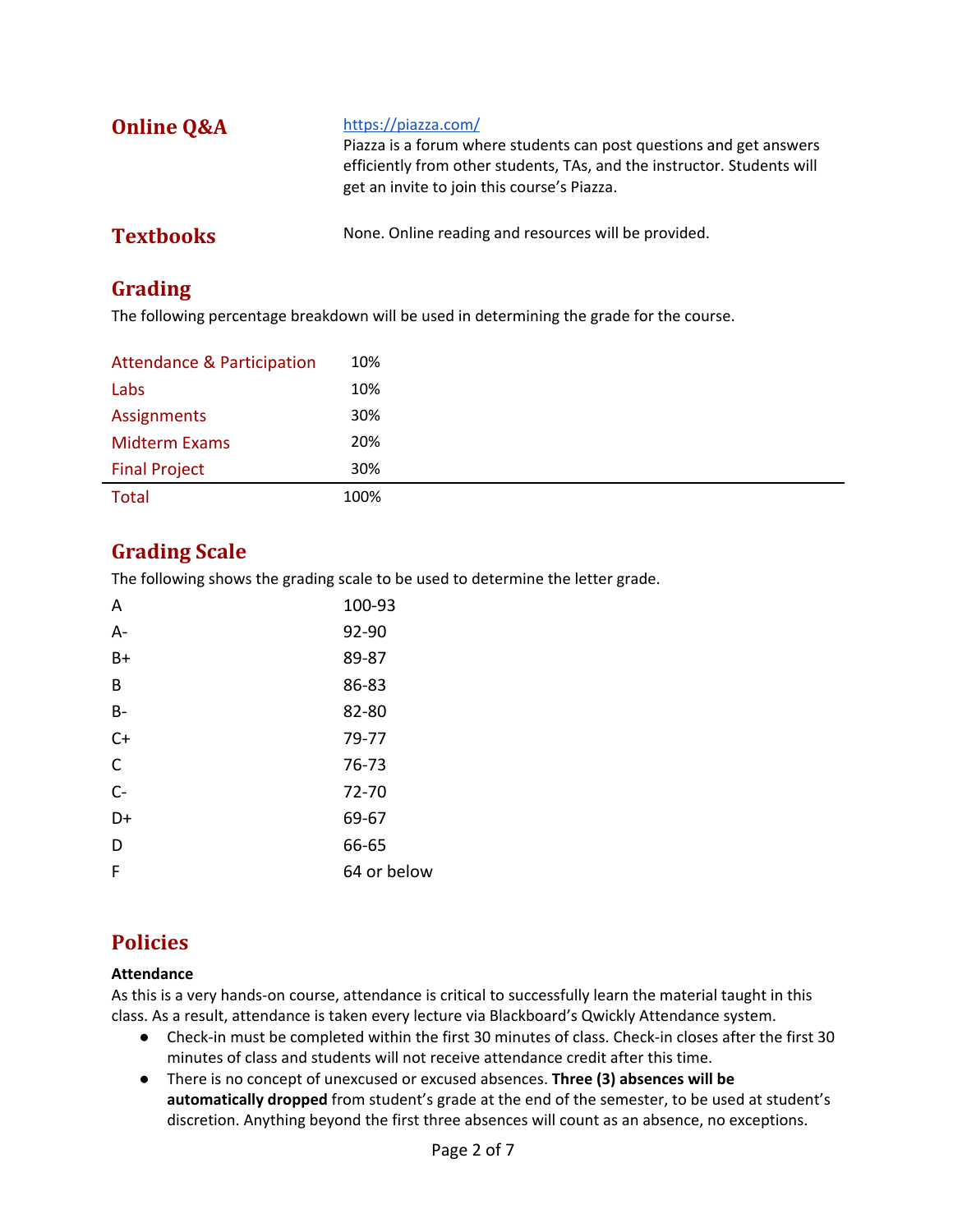## Online Q&A

https://piazza.com/

Piazza is a forum where students can post questions and get answers efficiently from other students, TAs, and the instructor. Students will get an invite to join this course's Piazza.

## Textbooks

None. Online reading and resources will be provided.

## Grading

The following percentage breakdown will be used in determining the grade for the course.

| Component | Percentage |
|---|---|
| Attendance & Participation | 10% |
| Labs | 10% |
| Assignments | 30% |
| Midterm Exams | 20% |
| Final Project | 30% |
| Total | 100% |

## Grading Scale

The following shows the grading scale to be used to determine the letter grade.

| Grade | Range |
|---|---|
| A | 100-93 |
| A- | 92-90 |
| B+ | 89-87 |
| B | 86-83 |
| B- | 82-80 |
| C+ | 79-77 |
| C | 76-73 |
| C- | 72-70 |
| D+ | 69-67 |
| D | 66-65 |
| F | 64 or below |

## Policies

**Attendance**

As this is a very hands-on course, attendance is critical to successfully learn the material taught in this class. As a result, attendance is taken every lecture via Blackboard's Qwickly Attendance system.

- Check-in must be completed within the first 30 minutes of class. Check-in closes after the first 30 minutes of class and students will not receive attendance credit after this time.
- There is no concept of unexcused or excused absences. **Three (3) absences will be automatically dropped** from student's grade at the end of the semester, to be used at student's discretion. Anything beyond the first three absences will count as an absence, no exceptions.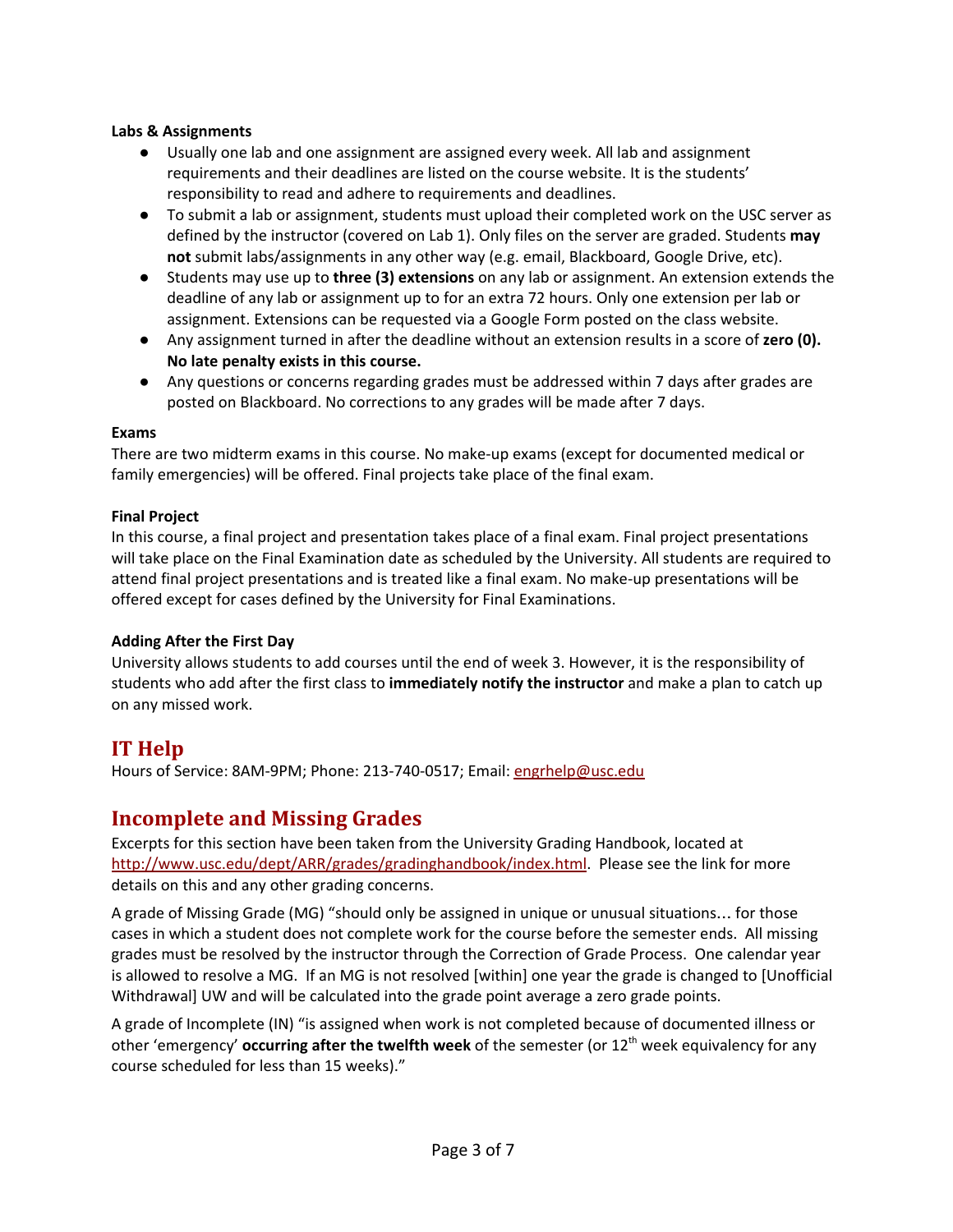**Labs & Assignments**

- Usually one lab and one assignment are assigned every week. All lab and assignment requirements and their deadlines are listed on the course website. It is the students' responsibility to read and adhere to requirements and deadlines.
- To submit a lab or assignment, students must upload their completed work on the USC server as defined by the instructor (covered on Lab 1). Only files on the server are graded. Students **may not** submit labs/assignments in any other way (e.g. email, Blackboard, Google Drive, etc).
- Students may use up to **three (3) extensions** on any lab or assignment. An extension extends the deadline of any lab or assignment up to for an extra 72 hours. Only one extension per lab or assignment. Extensions can be requested via a Google Form posted on the class website.
- Any assignment turned in after the deadline without an extension results in a score of **zero (0). No late penalty exists in this course.**
- Any questions or concerns regarding grades must be addressed within 7 days after grades are posted on Blackboard. No corrections to any grades will be made after 7 days.

**Exams**

There are two midterm exams in this course. No make-up exams (except for documented medical or family emergencies) will be offered. Final projects take place of the final exam.

**Final Project**

In this course, a final project and presentation takes place of a final exam. Final project presentations will take place on the Final Examination date as scheduled by the University. All students are required to attend final project presentations and is treated like a final exam. No make-up presentations will be offered except for cases defined by the University for Final Examinations.

**Adding After the First Day**

University allows students to add courses until the end of week 3. However, it is the responsibility of students who add after the first class to **immediately notify the instructor** and make a plan to catch up on any missed work.

## IT Help

Hours of Service: 8AM-9PM; Phone: 213-740-0517; Email: engrhelp@usc.edu

## Incomplete and Missing Grades

Excerpts for this section have been taken from the University Grading Handbook, located at http://www.usc.edu/dept/ARR/grades/gradinghandbook/index.html. Please see the link for more details on this and any other grading concerns.

A grade of Missing Grade (MG) "should only be assigned in unique or unusual situations… for those cases in which a student does not complete work for the course before the semester ends. All missing grades must be resolved by the instructor through the Correction of Grade Process. One calendar year is allowed to resolve a MG. If an MG is not resolved [within] one year the grade is changed to [Unofficial Withdrawal] UW and will be calculated into the grade point average a zero grade points.

A grade of Incomplete (IN) "is assigned when work is not completed because of documented illness or other 'emergency' **occurring after the twelfth week** of the semester (or 12th week equivalency for any course scheduled for less than 15 weeks)."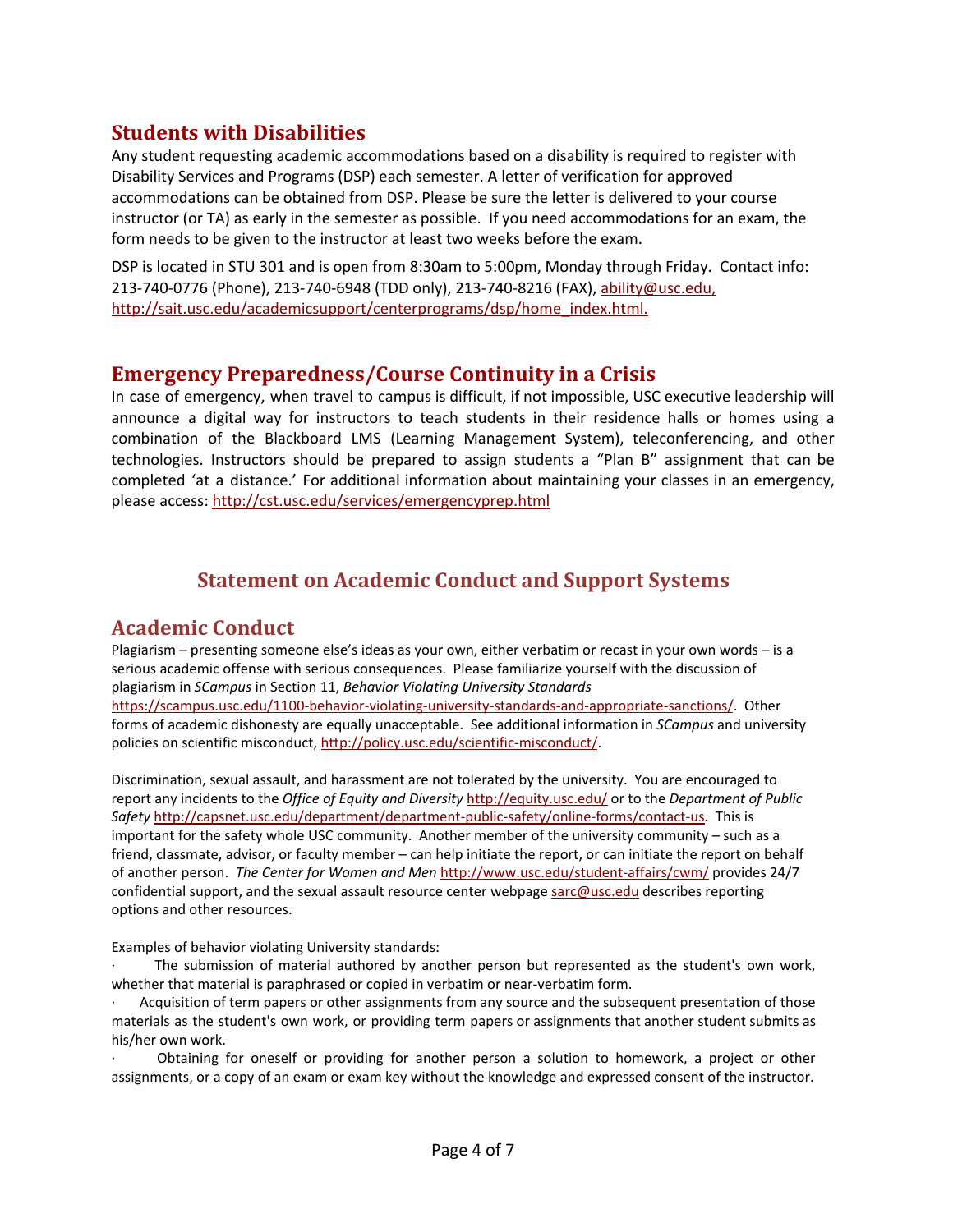## Students with Disabilities

Any student requesting academic accommodations based on a disability is required to register with Disability Services and Programs (DSP) each semester. A letter of verification for approved accommodations can be obtained from DSP. Please be sure the letter is delivered to your course instructor (or TA) as early in the semester as possible. If you need accommodations for an exam, the form needs to be given to the instructor at least two weeks before the exam.

DSP is located in STU 301 and is open from 8:30am to 5:00pm, Monday through Friday. Contact info: 213-740-0776 (Phone), 213-740-6948 (TDD only), 213-740-8216 (FAX), ability@usc.edu, http://sait.usc.edu/academicsupport/centerprograms/dsp/home_index.html.

## Emergency Preparedness/Course Continuity in a Crisis

In case of emergency, when travel to campus is difficult, if not impossible, USC executive leadership will announce a digital way for instructors to teach students in their residence halls or homes using a combination of the Blackboard LMS (Learning Management System), teleconferencing, and other technologies. Instructors should be prepared to assign students a "Plan B" assignment that can be completed 'at a distance.' For additional information about maintaining your classes in an emergency, please access: http://cst.usc.edu/services/emergencyprep.html

# Statement on Academic Conduct and Support Systems

## Academic Conduct

Plagiarism – presenting someone else's ideas as your own, either verbatim or recast in your own words – is a serious academic offense with serious consequences. Please familiarize yourself with the discussion of plagiarism in *SCampus* in Section 11, *Behavior Violating University Standards* https://scampus.usc.edu/1100-behavior-violating-university-standards-and-appropriate-sanctions/. Other forms of academic dishonesty are equally unacceptable. See additional information in *SCampus* and university policies on scientific misconduct, http://policy.usc.edu/scientific-misconduct/.

Discrimination, sexual assault, and harassment are not tolerated by the university. You are encouraged to report any incidents to the *Office of Equity and Diversity* http://equity.usc.edu/ or to the *Department of Public Safety* http://capsnet.usc.edu/department/department-public-safety/online-forms/contact-us. This is important for the safety whole USC community. Another member of the university community – such as a friend, classmate, advisor, or faculty member – can help initiate the report, or can initiate the report on behalf of another person. *The Center for Women and Men* http://www.usc.edu/student-affairs/cwm/ provides 24/7 confidential support, and the sexual assault resource center webpage sarc@usc.edu describes reporting options and other resources.

Examples of behavior violating University standards:

- The submission of material authored by another person but represented as the student's own work, whether that material is paraphrased or copied in verbatim or near-verbatim form.
- Acquisition of term papers or other assignments from any source and the subsequent presentation of those materials as the student's own work, or providing term papers or assignments that another student submits as his/her own work.
- Obtaining for oneself or providing for another person a solution to homework, a project or other assignments, or a copy of an exam or exam key without the knowledge and expressed consent of the instructor.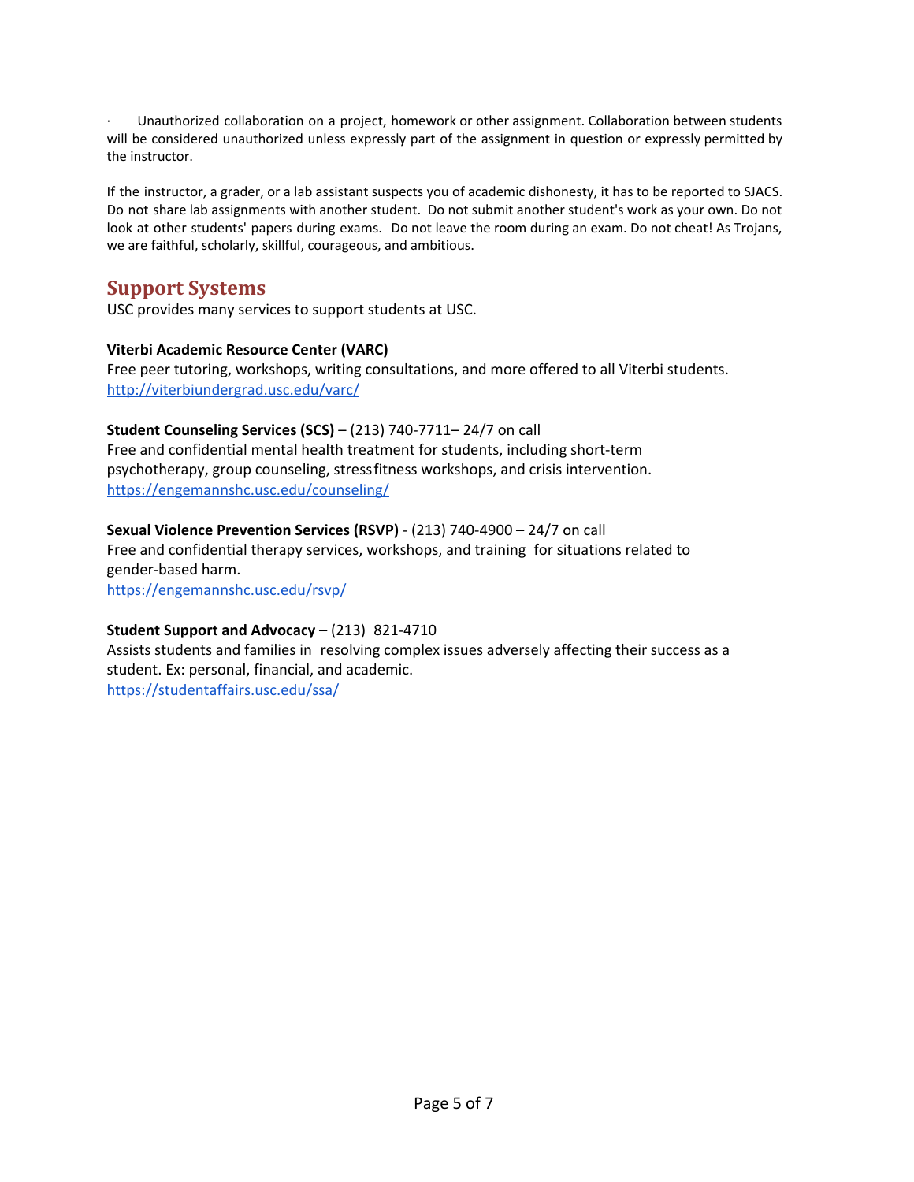· Unauthorized collaboration on a project, homework or other assignment. Collaboration between students will be considered unauthorized unless expressly part of the assignment in question or expressly permitted by the instructor.

If the instructor, a grader, or a lab assistant suspects you of academic dishonesty, it has to be reported to SJACS. Do not share lab assignments with another student. Do not submit another student's work as your own. Do not look at other students' papers during exams. Do not leave the room during an exam. Do not cheat! As Trojans, we are faithful, scholarly, skillful, courageous, and ambitious.

## Support Systems

USC provides many services to support students at USC.

**Viterbi Academic Resource Center (VARC)**
Free peer tutoring, workshops, writing consultations, and more offered to all Viterbi students.
http://viterbiundergrad.usc.edu/varc/

**Student Counseling Services (SCS)** – (213) 740-7711– 24/7 on call
Free and confidential mental health treatment for students, including short-term psychotherapy, group counseling, stress fitness workshops, and crisis intervention.
https://engemannshc.usc.edu/counseling/

**Sexual Violence Prevention Services (RSVP)** - (213) 740-4900 – 24/7 on call
Free and confidential therapy services, workshops, and training for situations related to gender-based harm.
https://engemannshc.usc.edu/rsvp/

**Student Support and Advocacy** – (213) 821-4710
Assists students and families in resolving complex issues adversely affecting their success as a student. Ex: personal, financial, and academic.
https://studentaffairs.usc.edu/ssa/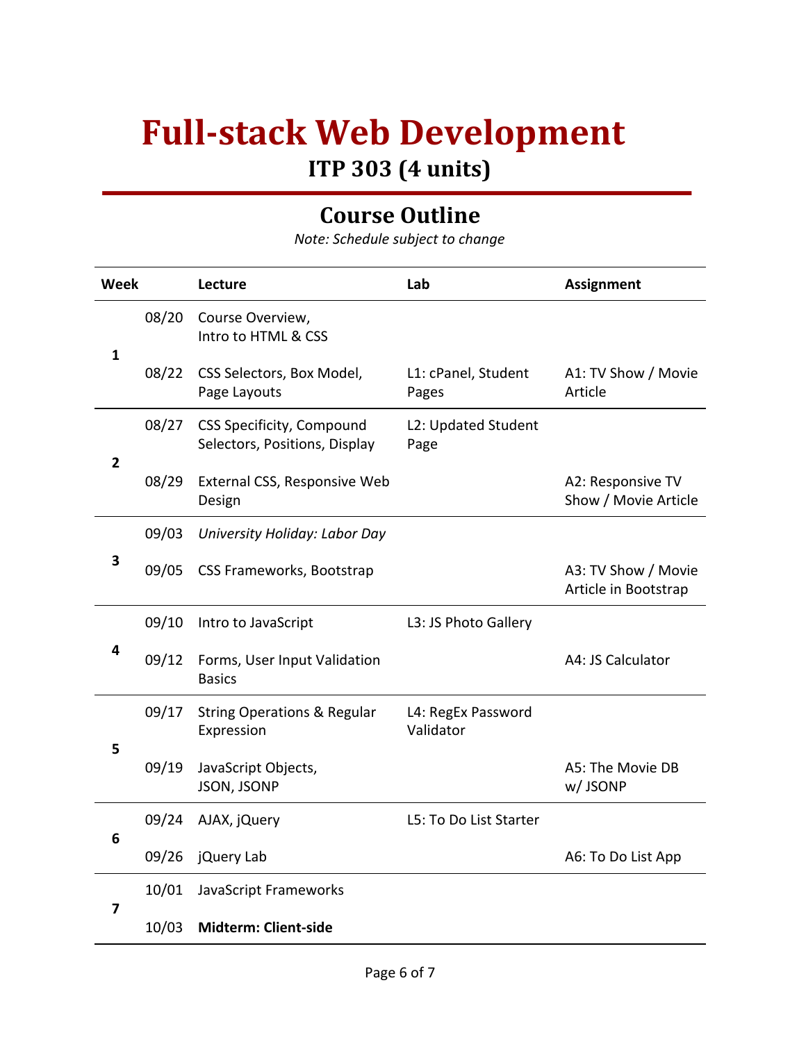# Full-stack Web Development

## ITP 303 (4 units)

## Course Outline

*Note: Schedule subject to change*

| Week | | Lecture | Lab | Assignment |
|---|---|---|---|---|
| 1 | 08/20 | Course Overview, Intro to HTML & CSS | | |
| | 08/22 | CSS Selectors, Box Model, Page Layouts | L1: cPanel, Student Pages | A1: TV Show / Movie Article |
| 2 | 08/27 | CSS Specificity, Compound Selectors, Positions, Display | L2: Updated Student Page | |
| | 08/29 | External CSS, Responsive Web Design | | A2: Responsive TV Show / Movie Article |
| 3 | 09/03 | *University Holiday: Labor Day* | | |
| | 09/05 | CSS Frameworks, Bootstrap | | A3: TV Show / Movie Article in Bootstrap |
| 4 | 09/10 | Intro to JavaScript | L3: JS Photo Gallery | |
| | 09/12 | Forms, User Input Validation Basics | | A4: JS Calculator |
| 5 | 09/17 | String Operations & Regular Expression | L4: RegEx Password Validator | |
| | 09/19 | JavaScript Objects, JSON, JSONP | | A5: The Movie DB w/ JSONP |
| 6 | 09/24 | AJAX, jQuery | L5: To Do List Starter | |
| | 09/26 | jQuery Lab | | A6: To Do List App |
| 7 | 10/01 | JavaScript Frameworks | | |
| | 10/03 | **Midterm: Client-side** | | |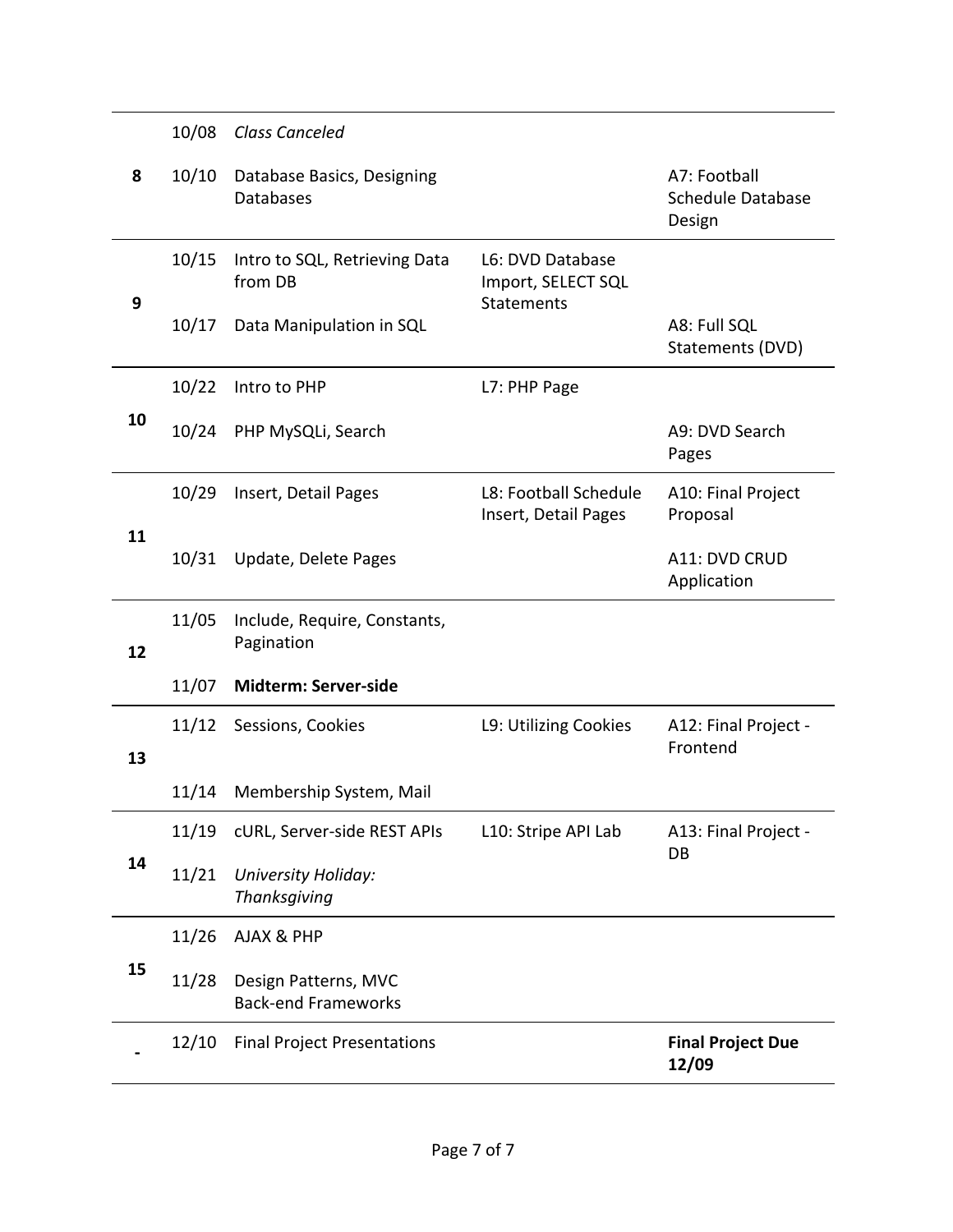| | | | | |
|---|---|---|---|---|
| | 10/08 | *Class Canceled* | | |
| 8 | 10/10 | Database Basics, Designing Databases | | A7: Football Schedule Database Design |
| 9 | 10/15 | Intro to SQL, Retrieving Data from DB | L6: DVD Database Import, SELECT SQL Statements | |
| | 10/17 | Data Manipulation in SQL | | A8: Full SQL Statements (DVD) |
| 10 | 10/22 | Intro to PHP | L7: PHP Page | |
| | 10/24 | PHP MySQLi, Search | | A9: DVD Search Pages |
| 11 | 10/29 | Insert, Detail Pages | L8: Football Schedule Insert, Detail Pages | A10: Final Project Proposal |
| | 10/31 | Update, Delete Pages | | A11: DVD CRUD Application |
| 12 | 11/05 | Include, Require, Constants, Pagination | | |
| | 11/07 | **Midterm: Server-side** | | |
| 13 | 11/12 | Sessions, Cookies | L9: Utilizing Cookies | A12: Final Project - Frontend |
| | 11/14 | Membership System, Mail | | |
| 14 | 11/19 | cURL, Server-side REST APIs | L10: Stripe API Lab | A13: Final Project - DB |
| | 11/21 | *University Holiday: Thanksgiving* | | |
| 15 | 11/26 | AJAX & PHP | | |
| | 11/28 | Design Patterns, MVC Back-end Frameworks | | |
| - | 12/10 | Final Project Presentations | | **Final Project Due 12/09** |